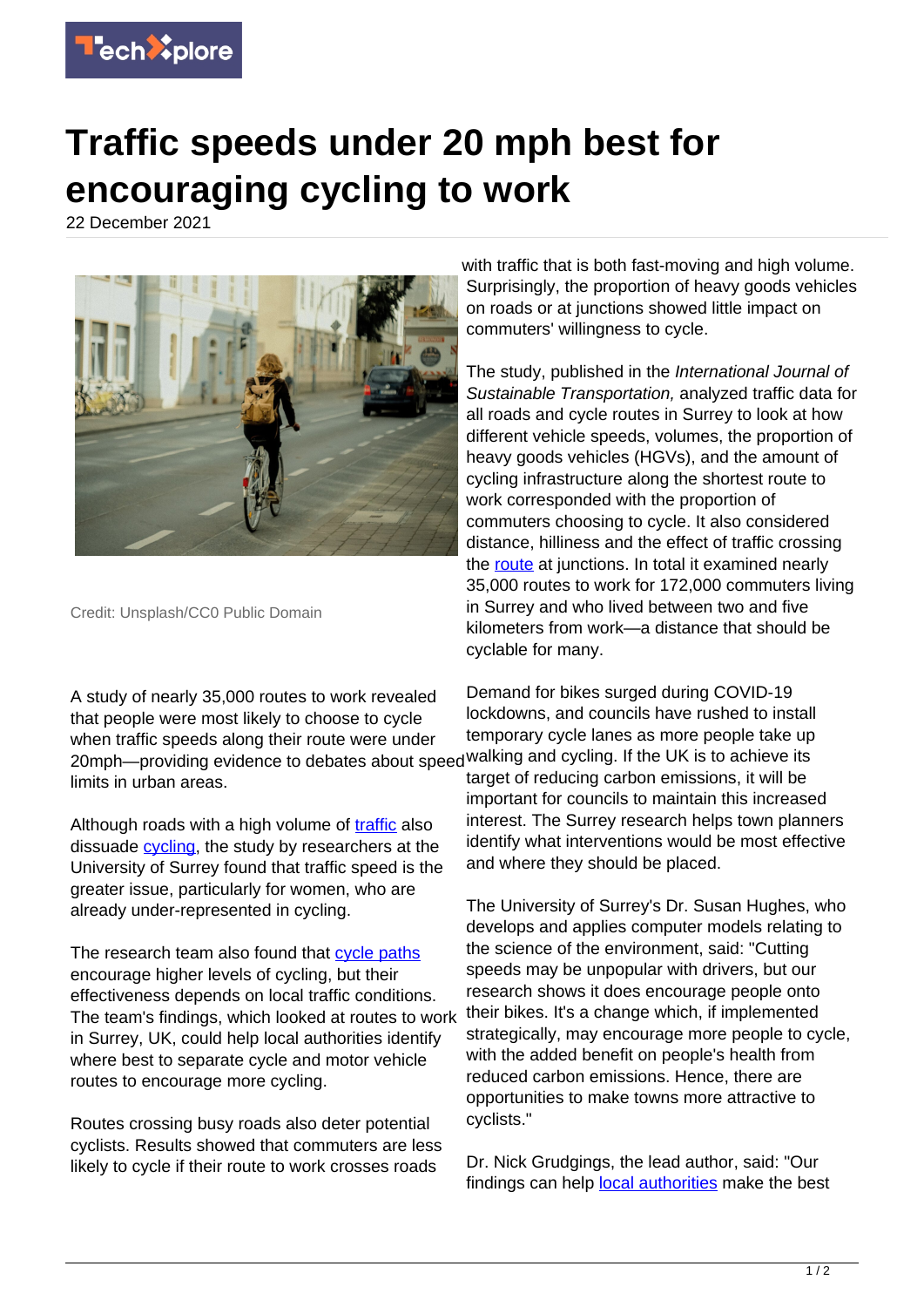# Traffic speeds under 20 mph best for encouraging cycling to work

22 December 2021

Credit: Unsplash/CC0 Public Domain

A study of nearly 35,000 routes to work revealed that people were most likely to choose to cycle when traffic speeds along their route were under 20mph—providing evidence to debates about speed limits in urban areas.

Although roads with a high volume of traffic also dissuade cycling, the study by researchers at the University of Surrey found that traffic speed is the greater issue, particularly for women, who are already under-represented in cycling.

The research team also found that cycle paths encourage higher levels of cycling, but their effectiveness depends on local traffic conditions. The team's findings, which looked at routes to work in Surrey, UK, could help local authorities identify where best to separate cycle and motor vehicle routes to encourage more cycling.

Routes crossing busy roads also deter potential cyclists. Results showed that commuters are less likely to cycle if their route to work crosses roads with traffic that is both fast-moving and high volume. Surprisingly, the proportion of heavy goods vehicles on roads or at junctions showed little impact on commuters' willingness to cycle.

The study, published in the *International Journal of Sustainable Transportation,* analyzed traffic data for all roads and cycle routes in Surrey to look at how different vehicle speeds, volumes, the proportion of heavy goods vehicles (HGVs), and the amount of cycling infrastructure along the shortest route to work corresponded with the proportion of commuters choosing to cycle. It also considered distance, hilliness and the effect of traffic crossing the route at junctions. In total it examined nearly 35,000 routes to work for 172,000 commuters living in Surrey and who lived between two and five kilometers from work—a distance that should be cyclable for many.

Demand for bikes surged during COVID-19 lockdowns, and councils have rushed to install temporary cycle lanes as more people take up walking and cycling. If the UK is to achieve its target of reducing carbon emissions, it will be important for councils to maintain this increased interest. The Surrey research helps town planners identify what interventions would be most effective and where they should be placed.

The University of Surrey's Dr. Susan Hughes, who develops and applies computer models relating to the science of the environment, said: "Cutting speeds may be unpopular with drivers, but our research shows it does encourage people onto their bikes. It's a change which, if implemented strategically, may encourage more people to cycle, with the added benefit on people's health from reduced carbon emissions. Hence, there are opportunities to make towns more attractive to cyclists."

Dr. Nick Grudgings, the lead author, said: "Our findings can help local authorities make the best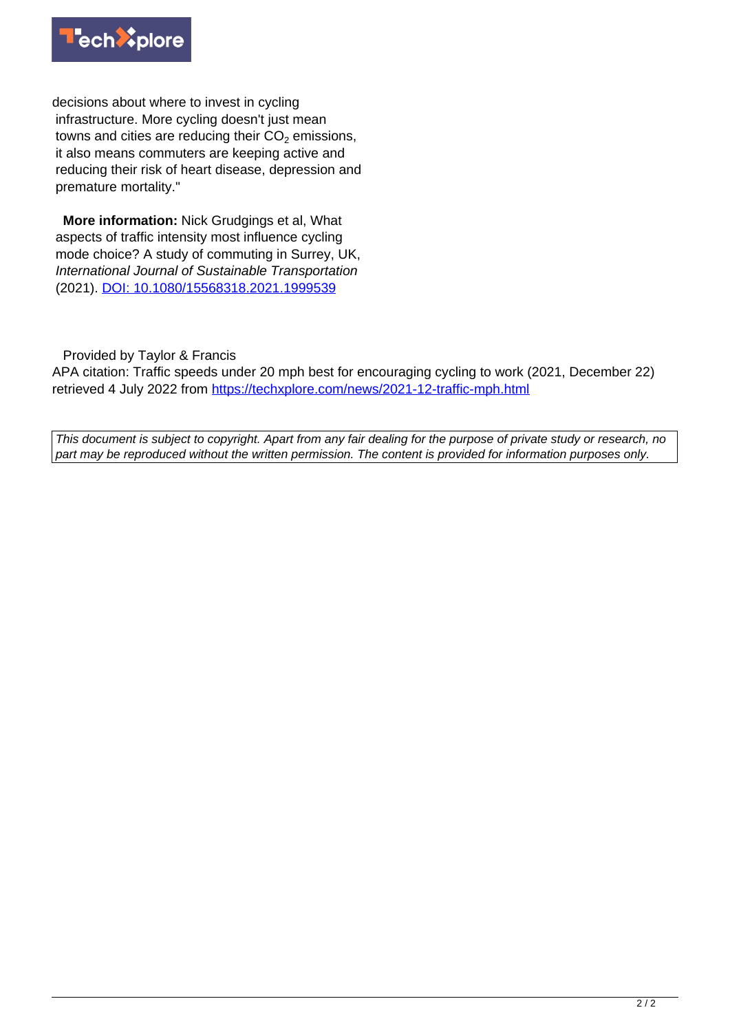decisions about where to invest in cycling infrastructure. More cycling doesn't just mean towns and cities are reducing their $CO_2$ emissions, it also means commuters are keeping active and reducing their risk of heart disease, depression and premature mortality."

**More information:** Nick Grudgings et al, What aspects of traffic intensity most influence cycling mode choice? A study of commuting in Surrey, UK, *International Journal of Sustainable Transportation* (2021). DOI: 10.1080/15568318.2021.1999539

Provided by Taylor & Francis

APA citation: Traffic speeds under 20 mph best for encouraging cycling to work (2021, December 22) retrieved 4 July 2022 from https://techxplore.com/news/2021-12-traffic-mph.html

*This document is subject to copyright. Apart from any fair dealing for the purpose of private study or research, no part may be reproduced without the written permission. The content is provided for information purposes only.*